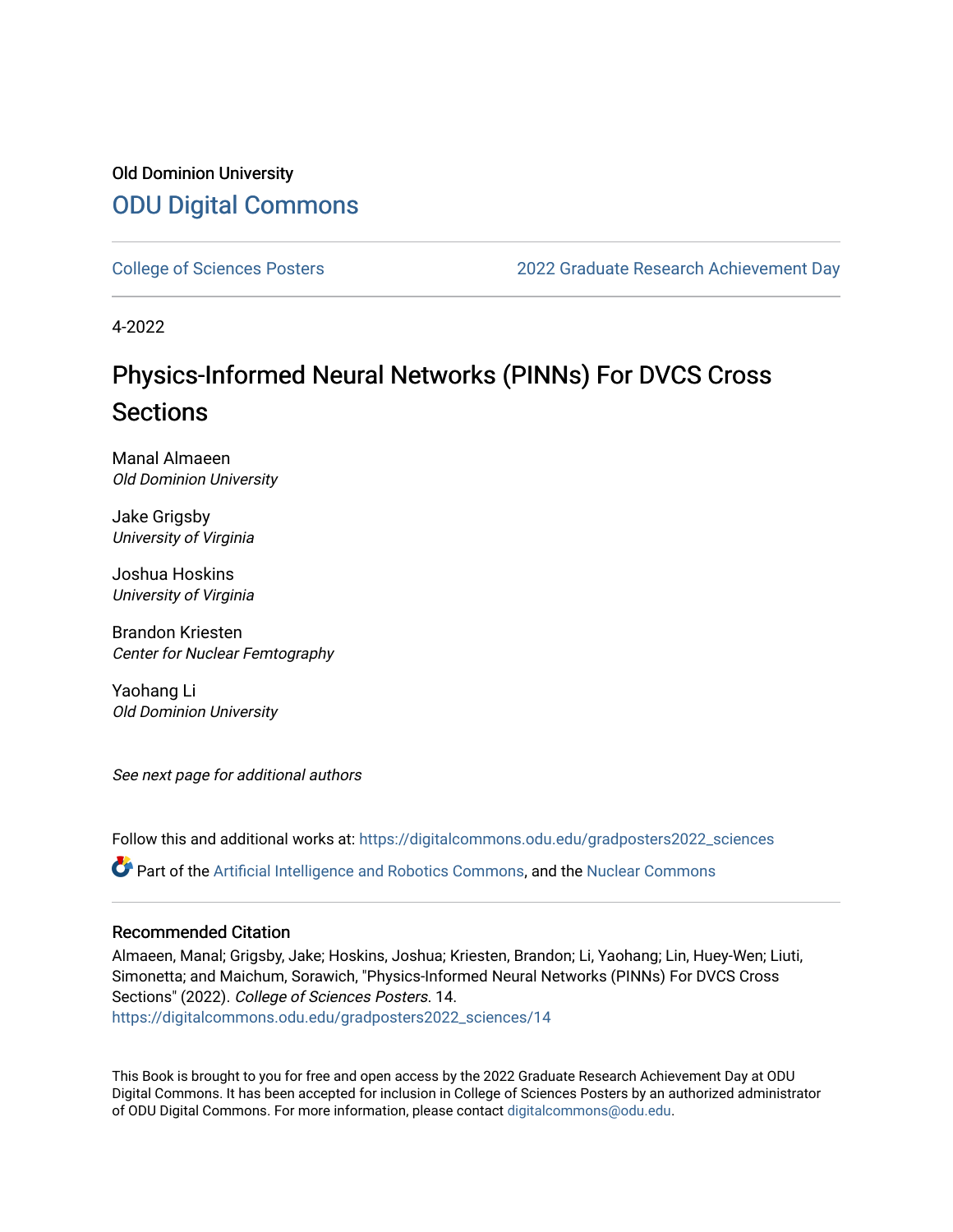Old Dominion University

# ODU Digital Commons

College of Sciences Posters

2022 Graduate Research Achievement Day

4-2022

## Physics-Informed Neural Networks (PINNs) For DVCS Cross Sections

Manal Almaeen
*Old Dominion University*

Jake Grigsby
*University of Virginia*

Joshua Hoskins
*University of Virginia*

Brandon Kriesten
*Center for Nuclear Femtography*

Yaohang Li
*Old Dominion University*

*See next page for additional authors*

Follow this and additional works at: https://digitalcommons.odu.edu/gradposters2022_sciences

Part of the Artificial Intelligence and Robotics Commons, and the Nuclear Commons

### Recommended Citation

Almaeen, Manal; Grigsby, Jake; Hoskins, Joshua; Kriesten, Brandon; Li, Yaohang; Lin, Huey-Wen; Liuti, Simonetta; and Maichum, Sorawich, "Physics-Informed Neural Networks (PINNs) For DVCS Cross Sections" (2022). *College of Sciences Posters*. 14.
https://digitalcommons.odu.edu/gradposters2022_sciences/14

This Book is brought to you for free and open access by the 2022 Graduate Research Achievement Day at ODU Digital Commons. It has been accepted for inclusion in College of Sciences Posters by an authorized administrator of ODU Digital Commons. For more information, please contact digitalcommons@odu.edu.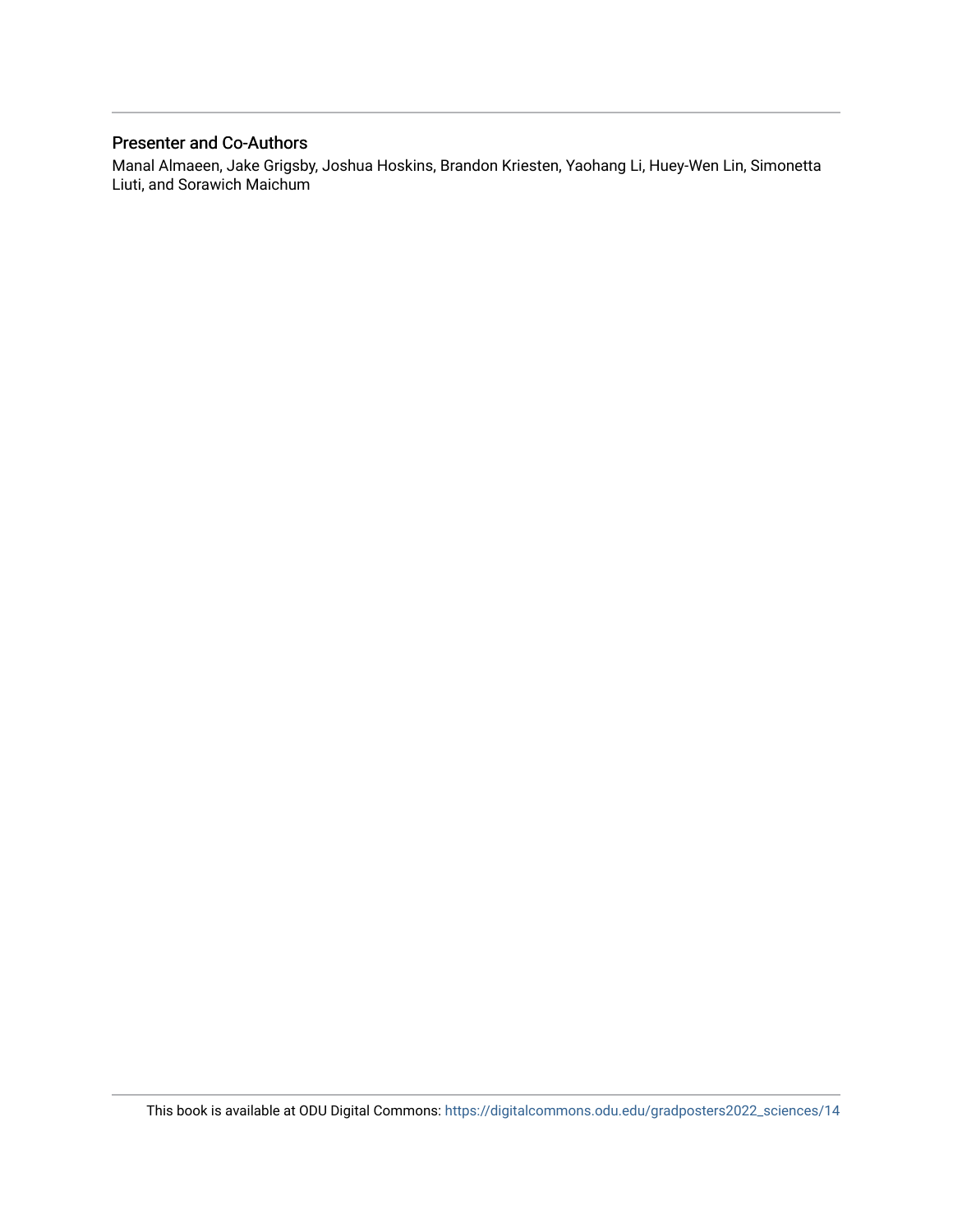## Presenter and Co-Authors

Manal Almaeen, Jake Grigsby, Joshua Hoskins, Brandon Kriesten, Yaohang Li, Huey-Wen Lin, Simonetta Liuti, and Sorawich Maichum

This book is available at ODU Digital Commons: https://digitalcommons.odu.edu/gradposters2022_sciences/14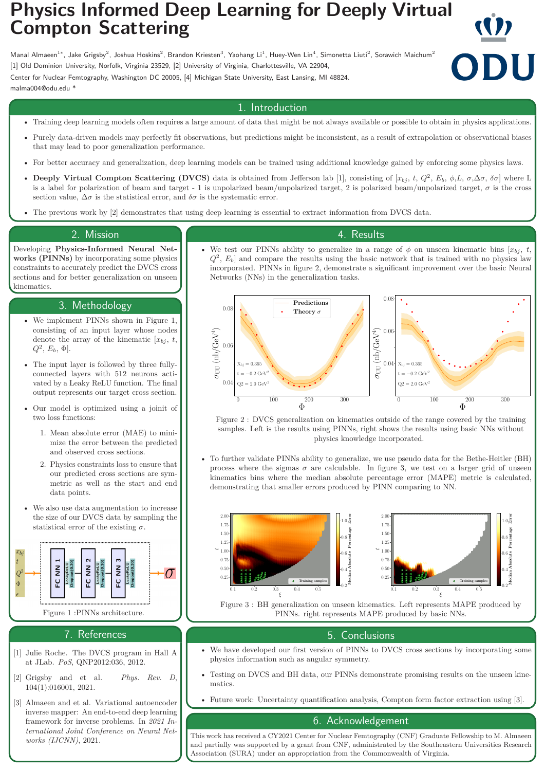# Physics Informed Deep Learning for Deeply Virtual Compton Scattering

Manal Almaeen[1*], Jake Grigsby[2], Joshua Hoskins[2], Brandon Kriesten[3], Yaohang Li[1], Huey-Wen Lin[4], Simonetta Liuti[2], Sorawich Maichum[2]

[1] Old Dominion University, Norfolk, Virginia 23529, [2] University of Virginia, Charlottesville, VA 22904,

Center for Nuclear Femtography, Washington DC 20005, [4] Michigan State University, East Lansing, MI 48824.

malma004@odu.edu *

ODU

## 1. Introduction

- Training deep learning models often requires a large amount of data that might be not always available or possible to obtain in physics applications.
- Purely data-driven models may perfectly fit observations, but predictions might be inconsistent, as a result of extrapolation or observational biases that may lead to poor generalization performance.
- For better accuracy and generalization, deep learning models can be trained using additional knowledge gained by enforcing some physics laws.
- **Deeply Virtual Compton Scattering (DVCS)** data is obtained from Jefferson lab [1], consisting of $[x_{bj}, t, Q^2, E_b, \phi, L, \sigma, \Delta\sigma, \delta\sigma]$ where L is a label for polarization of beam and target - 1 is unpolarized beam/unpolarized target, 2 is polarized beam/unpolarized target, $\sigma$ is the cross section value, $\Delta\sigma$ is the statistical error, and $\delta\sigma$ is the systematic error.
- The previous work by [2] demonstrates that using deep learning is essential to extract information from DVCS data.

## 2. Mission

Developing **Physics-Informed Neural Networks (PINNs)** by incorporating some physics constraints to accurately predict the DVCS cross sections and for better generalization on unseen kinematics.

## 3. Methodology

- We implement PINNs shown in Figure 1, consisting of an input layer whose nodes denote the array of the kinematic $[x_{bj}, t, Q^2, E_b, \Phi]$.
- The input layer is followed by three fully-connected layers with 512 neurons activated by a Leaky ReLU function. The final output represents our target cross section.
- Our model is optimized using a joinit of two loss functions:
  1. Mean absolute error (MAE) to minimize the error between the predicted and observed cross sections.
  2. Physics constraints loss to ensure that our predicted cross sections are symmetric as well as the start and end data points.
- We also use data augmentation to increase the size of our DVCS data by sampling the statistical error of the existing $\sigma$.

$x_{bj}$
$t$
$Q^2$
$\Phi$
$\epsilon$
FC NN 1
LeakyReLU
Dropout(0.20)
FC NN 2
LeakyReLU
Dropout(0.20)
FC NN 3
LeakyReLU
Dropout(0.20)
$\sigma$

Figure 1 :PINNs architecture.

## 4. Results

- We test our PINNs ability to generalize in a range of $\phi$ on unseen kinematic bins $[x_{bj}, t, Q^2, E_b]$ and compare the results using the basic network that is trained with no physics law incorporated. PINNs in figure 2, demonstrate a significant improvement over the basic Neural Networks (NNs) in the generalization tasks.

Predictions
Theory $\sigma$
$\sigma_{UU}$ (nb/GeV$^4$)
$X_{bj} = 0.365$
$t = -0.2$ GeV$^2$
Q2 = 2.0 GeV$^2$
$\Phi$

Figure 2 : DVCS generalization on kinematics outside of the range covered by the training samples. Left is the results using PINNs, right shows the results using basic NNs without physics knowledge incorporated.

- To further validate PINNs ability to generalize, we use pseudo data for the Bethe-Heitler (BH) process where the sigmas $\sigma$ are calculable. In figure 3, we test on a larger grid of unseen kinematics bins where the median absolute percentage error (MAPE) metric is calculated, demonstrating that smaller errors produced by PINN comparing to NN.

$t$
$\xi$
Training samples
Median Absolute Percentage Error

Figure 3 : BH generalization on unseen kinematics. Left represents MAPE produced by PINNs. right represents MAPE produced by basic NNs.

## 5. Conclusions

- We have developed our first version of PINNs to DVCS cross sections by incorporating some physics information such as angular symmetry.
- Testing on DVCS and BH data, our PINNs demonstrate promising results on the unseen kinematics.
- Future work: Uncertainty quantification analysis, Compton form factor extraction using [3].

## 6. Acknowledgement

This work has received a CY2021 Center for Nuclear Femtography (CNF) Graduate Fellowship to M. Almaeen and partially was supported by a grant from CNF, administrated by the Southeastern Universities Research Association (SURA) under an appropriation from the Commonwealth of Virginia.

## 7. References

[1] Julie Roche. The DVCS program in Hall A at JLab. *PoS*, QNP2012:036, 2012.

[2] Grigsby and et al. *Phys. Rev. D*, 104(1):016001, 2021.

[3] Almaeen and et al. Variational autoencoder inverse mapper: An end-to-end deep learning framework for inverse problems. In *2021 International Joint Conference on Neural Networks (IJCNN)*, 2021.